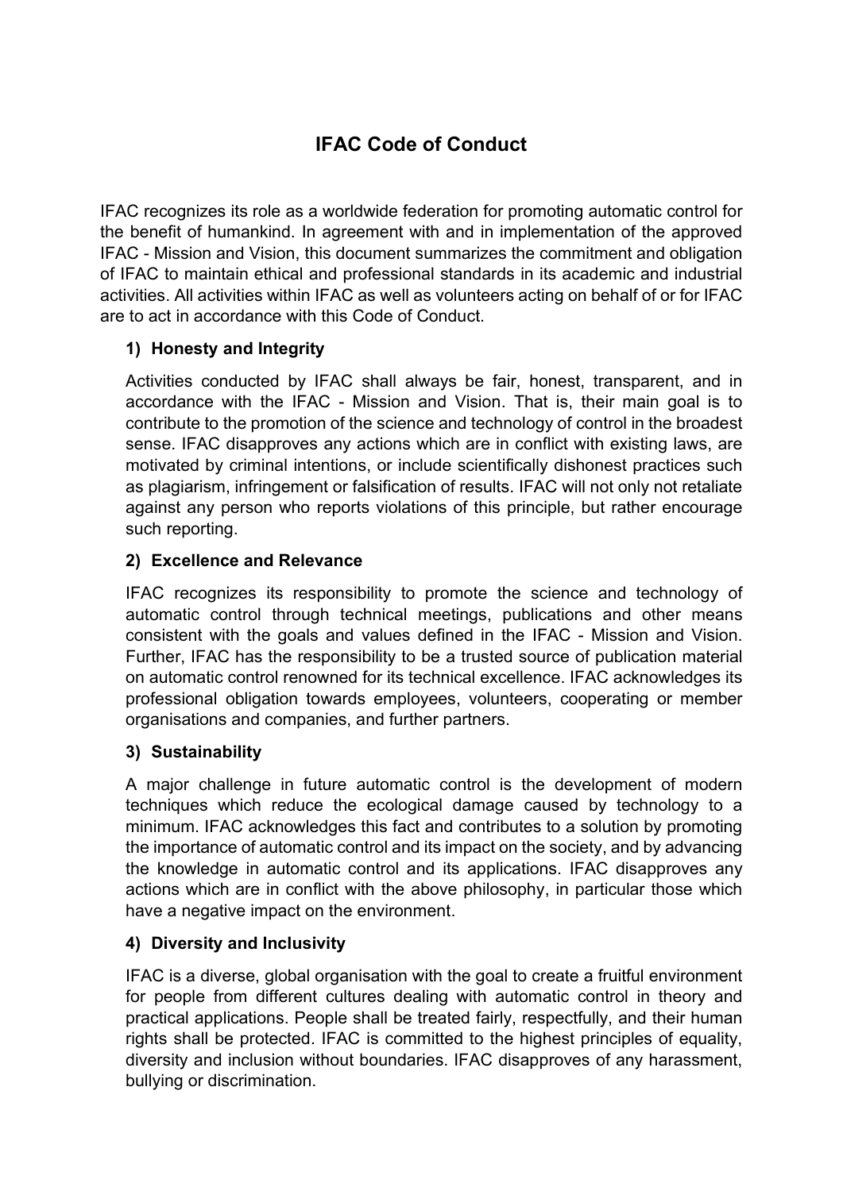# IFAC Code of Conduct

IFAC recognizes its role as a worldwide federation for promoting automatic control for the benefit of humankind. In agreement with and in implementation of the approved IFAC - Mission and Vision, this document summarizes the commitment and obligation of IFAC to maintain ethical and professional standards in its academic and industrial activities. All activities within IFAC as well as volunteers acting on behalf of or for IFAC are to act in accordance with this Code of Conduct.

## 1) Honesty and Integrity

Activities conducted by IFAC shall always be fair, honest, transparent, and in accordance with the IFAC - Mission and Vision. That is, their main goal is to contribute to the promotion of the science and technology of control in the broadest sense. IFAC disapproves any actions which are in conflict with existing laws, are motivated by criminal intentions, or include scientifically dishonest practices such as plagiarism, infringement or falsification of results. IFAC will not only not retaliate against any person who reports violations of this principle, but rather encourage such reporting.

## 2) Excellence and Relevance

IFAC recognizes its responsibility to promote the science and technology of automatic control through technical meetings, publications and other means consistent with the goals and values defined in the IFAC - Mission and Vision. Further, IFAC has the responsibility to be a trusted source of publication material on automatic control renowned for its technical excellence. IFAC acknowledges its professional obligation towards employees, volunteers, cooperating or member organisations and companies, and further partners.

## 3) Sustainability

A major challenge in future automatic control is the development of modern techniques which reduce the ecological damage caused by technology to a minimum. IFAC acknowledges this fact and contributes to a solution by promoting the importance of automatic control and its impact on the society, and by advancing the knowledge in automatic control and its applications. IFAC disapproves any actions which are in conflict with the above philosophy, in particular those which have a negative impact on the environment.

## 4) Diversity and Inclusivity

IFAC is a diverse, global organisation with the goal to create a fruitful environment for people from different cultures dealing with automatic control in theory and practical applications. People shall be treated fairly, respectfully, and their human rights shall be protected. IFAC is committed to the highest principles of equality, diversity and inclusion without boundaries. IFAC disapproves of any harassment, bullying or discrimination.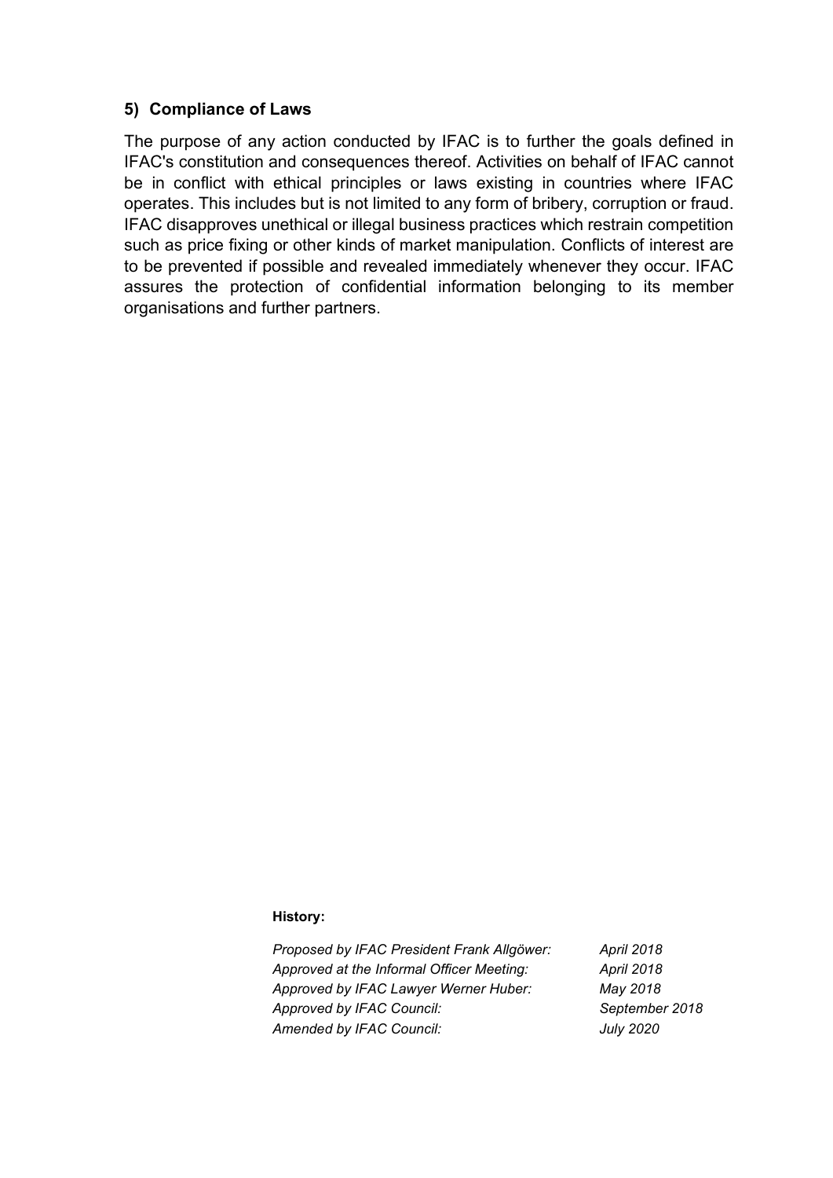## 5) Compliance of Laws

The purpose of any action conducted by IFAC is to further the goals defined in IFAC's constitution and consequences thereof. Activities on behalf of IFAC cannot be in conflict with ethical principles or laws existing in countries where IFAC operates. This includes but is not limited to any form of bribery, corruption or fraud. IFAC disapproves unethical or illegal business practices which restrain competition such as price fixing or other kinds of market manipulation. Conflicts of interest are to be prevented if possible and revealed immediately whenever they occur. IFAC assures the protection of confidential information belonging to its member organisations and further partners.

**History:**

| | |
|---|---|
| *Proposed by IFAC President Frank Allgöwer:* | *April 2018* |
| *Approved at the Informal Officer Meeting:* | *April 2018* |
| *Approved by IFAC Lawyer Werner Huber:* | *May 2018* |
| *Approved by IFAC Council:* | *September 2018* |
| *Amended by IFAC Council:* | *July 2020* |